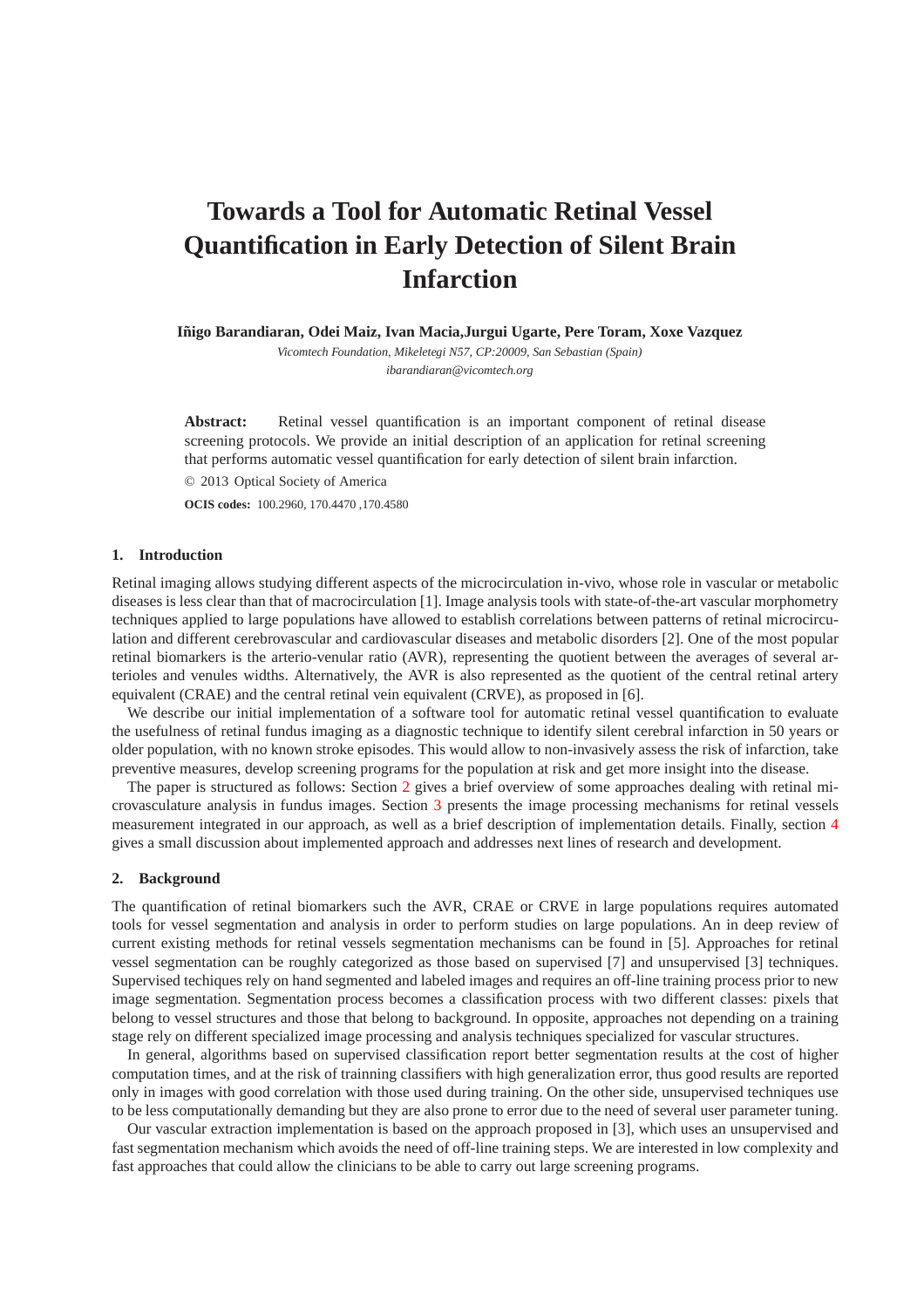# Towards a Tool for Automatic Retinal Vessel Quantification in Early Detection of Silent Brain Infarction

**Iñigo Barandiaran, Odei Maiz, Ivan Macia,Jurgui Ugarte, Pere Toram, Xoxe Vazquez**

*Vicomtech Foundation, Mikeletegi N57, CP:20009, San Sebastian (Spain)*

*ibarandiaran@vicomtech.org*

**Abstract:** Retinal vessel quantification is an important component of retinal disease screening protocols. We provide an initial description of an application for retinal screening that performs automatic vessel quantification for early detection of silent brain infarction.

© 2013 Optical Society of America

**OCIS codes:** 100.2960, 170.4470 ,170.4580

## 1. Introduction

Retinal imaging allows studying different aspects of the microcirculation in-vivo, whose role in vascular or metabolic diseases is less clear than that of macrocirculation [1]. Image analysis tools with state-of-the-art vascular morphometry techniques applied to large populations have allowed to establish correlations between patterns of retinal microcirculation and different cerebrovascular and cardiovascular diseases and metabolic disorders [2]. One of the most popular retinal biomarkers is the arterio-venular ratio (AVR), representing the quotient between the averages of several arterioles and venules widths. Alternatively, the AVR is also represented as the quotient of the central retinal artery equivalent (CRAE) and the central retinal vein equivalent (CRVE), as proposed in [6].

We describe our initial implementation of a software tool for automatic retinal vessel quantification to evaluate the usefulness of retinal fundus imaging as a diagnostic technique to identify silent cerebral infarction in 50 years or older population, with no known stroke episodes. This would allow to non-invasively assess the risk of infarction, take preventive measures, develop screening programs for the population at risk and get more insight into the disease.

The paper is structured as follows: Section 2 gives a brief overview of some approaches dealing with retinal microvasculature analysis in fundus images. Section 3 presents the image processing mechanisms for retinal vessels measurement integrated in our approach, as well as a brief description of implementation details. Finally, section 4 gives a small discussion about implemented approach and addresses next lines of research and development.

## 2. Background

The quantification of retinal biomarkers such the AVR, CRAE or CRVE in large populations requires automated tools for vessel segmentation and analysis in order to perform studies on large populations. An in deep review of current existing methods for retinal vessels segmentation mechanisms can be found in [5]. Approaches for retinal vessel segmentation can be roughly categorized as those based on supervised [7] and unsupervised [3] techniques. Supervised techiques rely on hand segmented and labeled images and requires an off-line training process prior to new image segmentation. Segmentation process becomes a classification process with two different classes: pixels that belong to vessel structures and those that belong to background. In opposite, approaches not depending on a training stage rely on different specialized image processing and analysis techniques specialized for vascular structures.

In general, algorithms based on supervised classification report better segmentation results at the cost of higher computation times, and at the risk of trainning classifiers with high generalization error, thus good results are reported only in images with good correlation with those used during training. On the other side, unsupervised techniques use to be less computationally demanding but they are also prone to error due to the need of several user parameter tuning.

Our vascular extraction implementation is based on the approach proposed in [3], which uses an unsupervised and fast segmentation mechanism which avoids the need of off-line training steps. We are interested in low complexity and fast approaches that could allow the clinicians to be able to carry out large screening programs.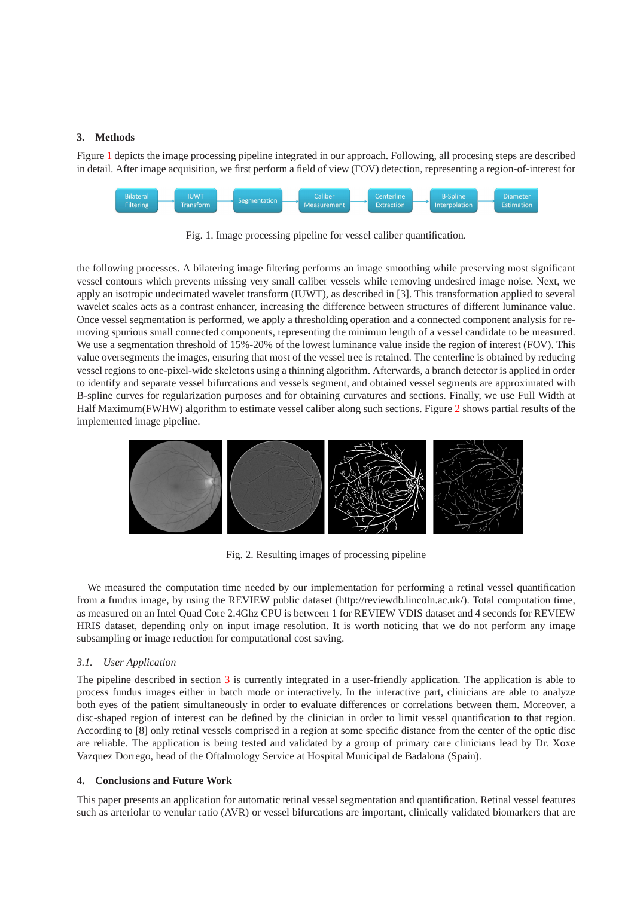## 3. Methods

Figure 1 depicts the image processing pipeline integrated in our approach. Following, all procesing steps are described in detail. After image acquisition, we first perform a field of view (FOV) detection, representing a region-of-interest for

Fig. 1. Image processing pipeline for vessel caliber quantification.

the following processes. A bilatering image filtering performs an image smoothing while preserving most significant vessel contours which prevents missing very small caliber vessels while removing undesired image noise. Next, we apply an isotropic undecimated wavelet transform (IUWT), as described in [3]. This transformation applied to several wavelet scales acts as a contrast enhancer, increasing the difference between structures of different luminance value. Once vessel segmentation is performed, we apply a thresholding operation and a connected component analysis for removing spurious small connected components, representing the minimun length of a vessel candidate to be measured. We use a segmentation threshold of 15%-20% of the lowest luminance value inside the region of interest (FOV). This value oversegments the images, ensuring that most of the vessel tree is retained. The centerline is obtained by reducing vessel regions to one-pixel-wide skeletons using a thinning algorithm. Afterwards, a branch detector is applied in order to identify and separate vessel bifurcations and vessels segment, and obtained vessel segments are approximated with B-spline curves for regularization purposes and for obtaining curvatures and sections. Finally, we use Full Width at Half Maximum(FWHW) algorithm to estimate vessel caliber along such sections. Figure 2 shows partial results of the implemented image pipeline.

Fig. 2. Resulting images of processing pipeline

We measured the computation time needed by our implementation for performing a retinal vessel quantification from a fundus image, by using the REVIEW public dataset (http://reviewdb.lincoln.ac.uk/). Total computation time, as measured on an Intel Quad Core 2.4Ghz CPU is between 1 for REVIEW VDIS dataset and 4 seconds for REVIEW HRIS dataset, depending only on input image resolution. It is worth noticing that we do not perform any image subsampling or image reduction for computational cost saving.

### *3.1. User Application*

The pipeline described in section 3 is currently integrated in a user-friendly application. The application is able to process fundus images either in batch mode or interactively. In the interactive part, clinicians are able to analyze both eyes of the patient simultaneously in order to evaluate differences or correlations between them. Moreover, a disc-shaped region of interest can be defined by the clinician in order to limit vessel quantification to that region. According to [8] only retinal vessels comprised in a region at some specific distance from the center of the optic disc are reliable. The application is being tested and validated by a group of primary care clinicians lead by Dr. Xoxe Vazquez Dorrego, head of the Oftalmology Service at Hospital Municipal de Badalona (Spain).

## 4. Conclusions and Future Work

This paper presents an application for automatic retinal vessel segmentation and quantification. Retinal vessel features such as arteriolar to venular ratio (AVR) or vessel bifurcations are important, clinically validated biomarkers that are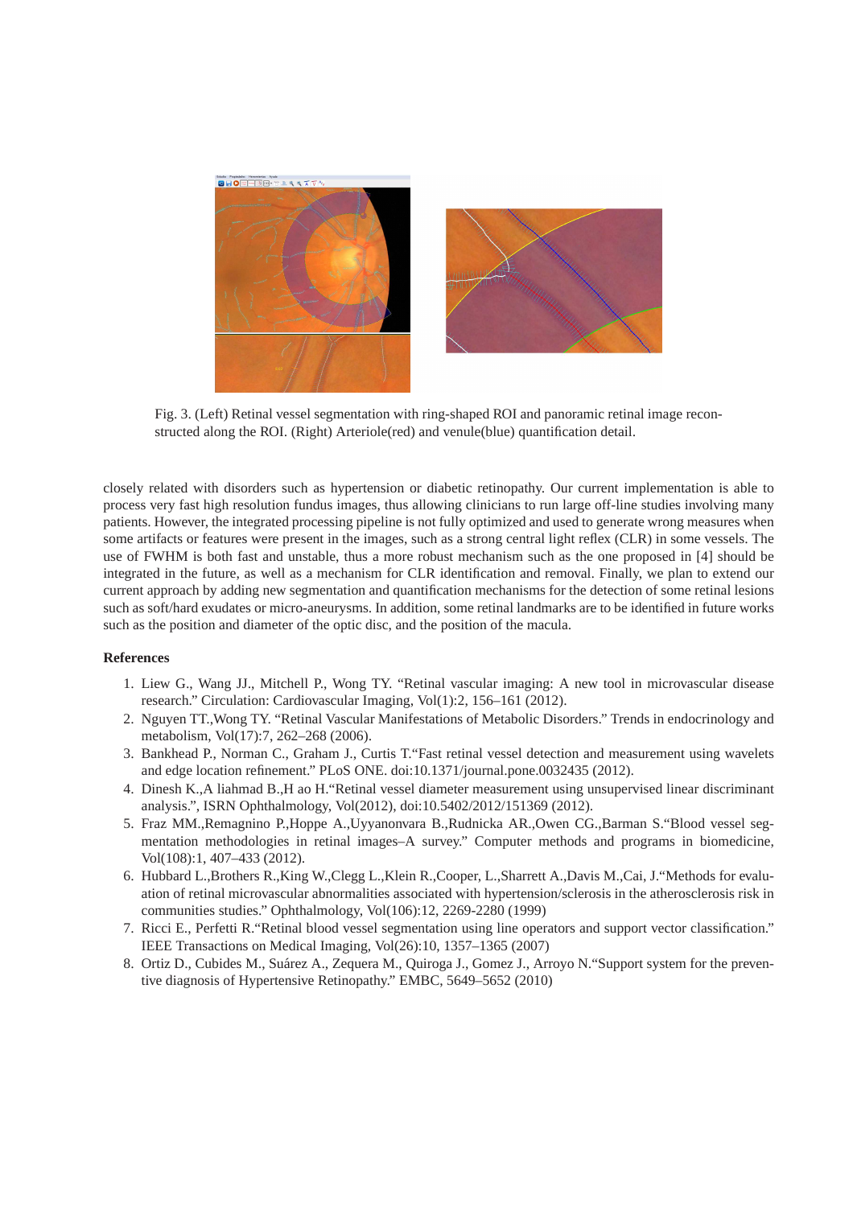Fig. 3. (Left) Retinal vessel segmentation with ring-shaped ROI and panoramic retinal image reconstructed along the ROI. (Right) Arteriole(red) and venule(blue) quantification detail.

closely related with disorders such as hypertension or diabetic retinopathy. Our current implementation is able to process very fast high resolution fundus images, thus allowing clinicians to run large off-line studies involving many patients. However, the integrated processing pipeline is not fully optimized and used to generate wrong measures when some artifacts or features were present in the images, such as a strong central light reflex (CLR) in some vessels. The use of FWHM is both fast and unstable, thus a more robust mechanism such as the one proposed in [4] should be integrated in the future, as well as a mechanism for CLR identification and removal. Finally, we plan to extend our current approach by adding new segmentation and quantification mechanisms for the detection of some retinal lesions such as soft/hard exudates or micro-aneurysms. In addition, some retinal landmarks are to be identified in future works such as the position and diameter of the optic disc, and the position of the macula.

## References

1. Liew G., Wang JJ., Mitchell P., Wong TY. "Retinal vascular imaging: A new tool in microvascular disease research." Circulation: Cardiovascular Imaging, Vol(1):2, 156–161 (2012).
2. Nguyen TT.,Wong TY. "Retinal Vascular Manifestations of Metabolic Disorders." Trends in endocrinology and metabolism, Vol(17):7, 262–268 (2006).
3. Bankhead P., Norman C., Graham J., Curtis T."Fast retinal vessel detection and measurement using wavelets and edge location refinement." PLoS ONE. doi:10.1371/journal.pone.0032435 (2012).
4. Dinesh K.,A liahmad B.,H ao H."Retinal vessel diameter measurement using unsupervised linear discriminant analysis.", ISRN Ophthalmology, Vol(2012), doi:10.5402/2012/151369 (2012).
5. Fraz MM.,Remagnino P.,Hoppe A.,Uyyanonvara B.,Rudnicka AR.,Owen CG.,Barman S."Blood vessel segmentation methodologies in retinal images–A survey." Computer methods and programs in biomedicine, Vol(108):1, 407–433 (2012).
6. Hubbard L.,Brothers R.,King W.,Clegg L.,Klein R.,Cooper, L.,Sharrett A.,Davis M.,Cai, J."Methods for evaluation of retinal microvascular abnormalities associated with hypertension/sclerosis in the atherosclerosis risk in communities studies." Ophthalmology, Vol(106):12, 2269-2280 (1999)
7. Ricci E., Perfetti R."Retinal blood vessel segmentation using line operators and support vector classification." IEEE Transactions on Medical Imaging, Vol(26):10, 1357–1365 (2007)
8. Ortiz D., Cubides M., Suárez A., Zequera M., Quiroga J., Gomez J., Arroyo N."Support system for the preventive diagnosis of Hypertensive Retinopathy." EMBC, 5649–5652 (2010)